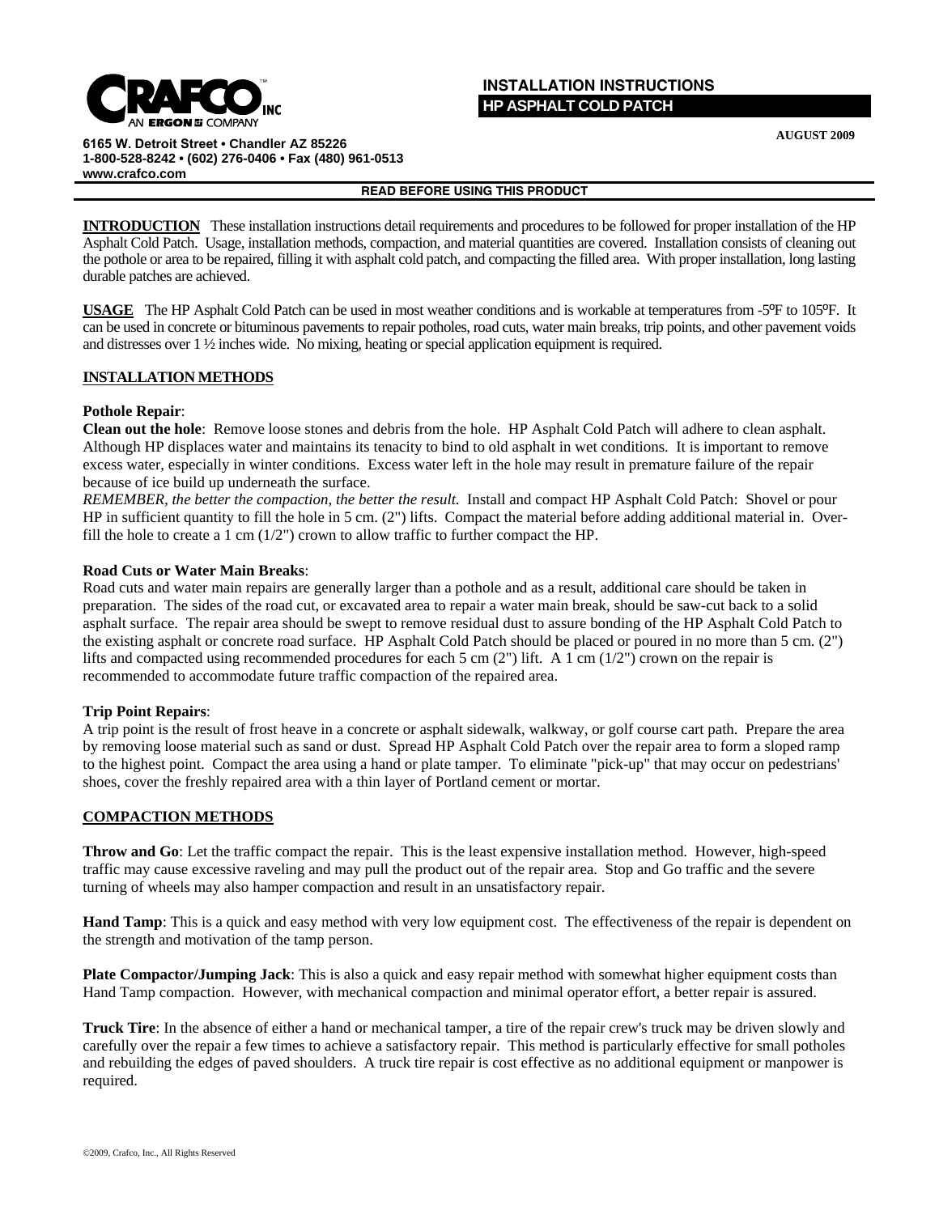**CRAFCO INC** AN ERGON COMPANY

6165 W. Detroit Street • Chandler AZ 85226
1-800-528-8242 • (602) 276-0406 • Fax (480) 961-0513
www.crafco.com

# INSTALLATION INSTRUCTIONS
## HP ASPHALT COLD PATCH

AUGUST 2009

**READ BEFORE USING THIS PRODUCT**

**INTRODUCTION** These installation instructions detail requirements and procedures to be followed for proper installation of the HP Asphalt Cold Patch. Usage, installation methods, compaction, and material quantities are covered. Installation consists of cleaning out the pothole or area to be repaired, filling it with asphalt cold patch, and compacting the filled area. With proper installation, long lasting durable patches are achieved.

**USAGE** The HP Asphalt Cold Patch can be used in most weather conditions and is workable at temperatures from -5ºF to 105ºF. It can be used in concrete or bituminous pavements to repair potholes, road cuts, water main breaks, trip points, and other pavement voids and distresses over 1 ½ inches wide. No mixing, heating or special application equipment is required.

**INSTALLATION METHODS**

**Pothole Repair**:
**Clean out the hole**: Remove loose stones and debris from the hole. HP Asphalt Cold Patch will adhere to clean asphalt. Although HP displaces water and maintains its tenacity to bind to old asphalt in wet conditions. It is important to remove excess water, especially in winter conditions. Excess water left in the hole may result in premature failure of the repair because of ice build up underneath the surface.
*REMEMBER, the better the compaction, the better the result.* Install and compact HP Asphalt Cold Patch: Shovel or pour HP in sufficient quantity to fill the hole in 5 cm. (2") lifts. Compact the material before adding additional material in. Over-fill the hole to create a 1 cm (1/2") crown to allow traffic to further compact the HP.

**Road Cuts or Water Main Breaks**:
Road cuts and water main repairs are generally larger than a pothole and as a result, additional care should be taken in preparation. The sides of the road cut, or excavated area to repair a water main break, should be saw-cut back to a solid asphalt surface. The repair area should be swept to remove residual dust to assure bonding of the HP Asphalt Cold Patch to the existing asphalt or concrete road surface. HP Asphalt Cold Patch should be placed or poured in no more than 5 cm. (2") lifts and compacted using recommended procedures for each 5 cm (2") lift. A 1 cm (1/2") crown on the repair is recommended to accommodate future traffic compaction of the repaired area.

**Trip Point Repairs**:
A trip point is the result of frost heave in a concrete or asphalt sidewalk, walkway, or golf course cart path. Prepare the area by removing loose material such as sand or dust. Spread HP Asphalt Cold Patch over the repair area to form a sloped ramp to the highest point. Compact the area using a hand or plate tamper. To eliminate "pick-up" that may occur on pedestrians' shoes, cover the freshly repaired area with a thin layer of Portland cement or mortar.

**COMPACTION METHODS**

**Throw and Go**: Let the traffic compact the repair. This is the least expensive installation method. However, high-speed traffic may cause excessive raveling and may pull the product out of the repair area. Stop and Go traffic and the severe turning of wheels may also hamper compaction and result in an unsatisfactory repair.

**Hand Tamp**: This is a quick and easy method with very low equipment cost. The effectiveness of the repair is dependent on the strength and motivation of the tamp person.

**Plate Compactor/Jumping Jack**: This is also a quick and easy repair method with somewhat higher equipment costs than Hand Tamp compaction. However, with mechanical compaction and minimal operator effort, a better repair is assured.

**Truck Tire**: In the absence of either a hand or mechanical tamper, a tire of the repair crew's truck may be driven slowly and carefully over the repair a few times to achieve a satisfactory repair. This method is particularly effective for small potholes and rebuilding the edges of paved shoulders. A truck tire repair is cost effective as no additional equipment or manpower is required.

©2009, Crafco, Inc., All Rights Reserved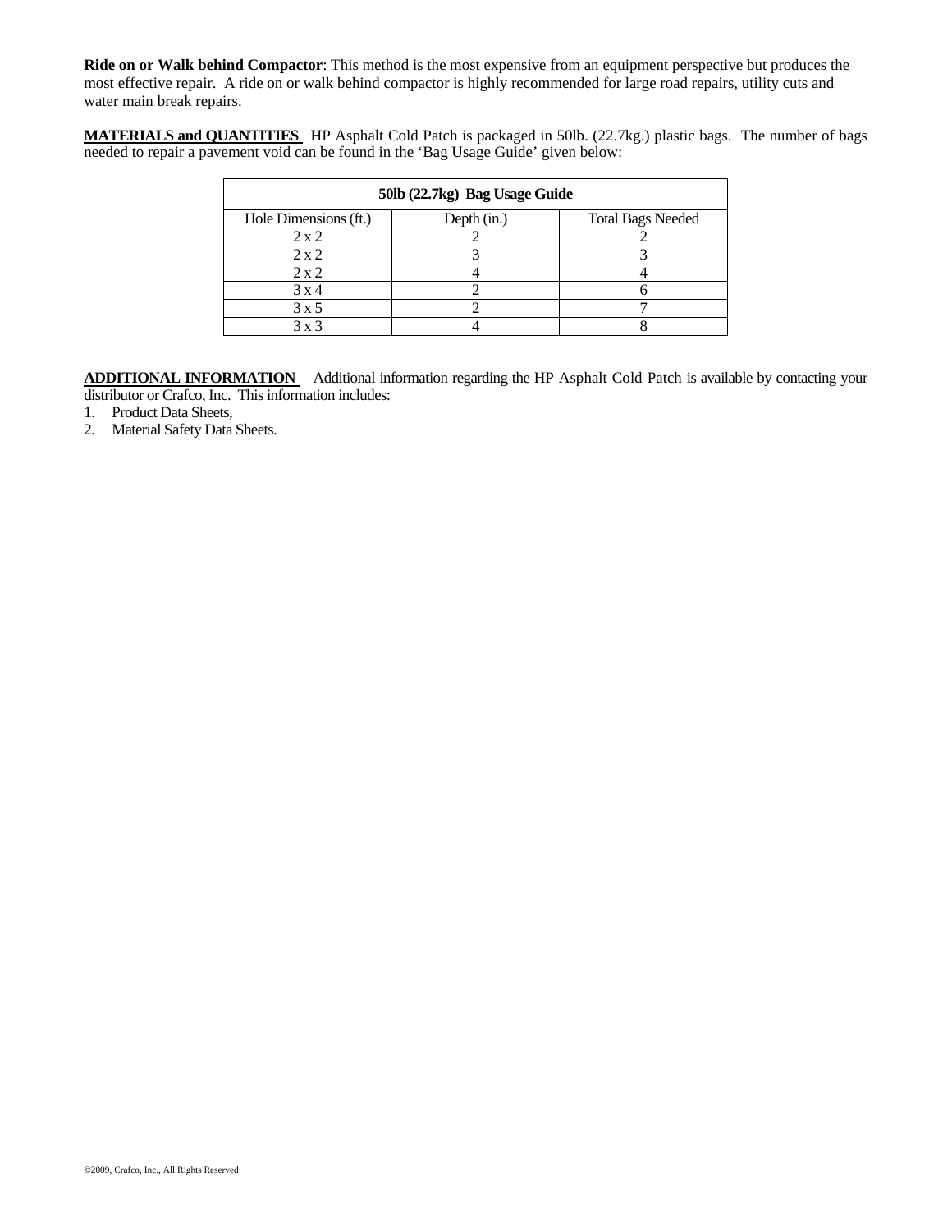**Ride on or Walk behind Compactor**: This method is the most expensive from an equipment perspective but produces the most effective repair. A ride on or walk behind compactor is highly recommended for large road repairs, utility cuts and water main break repairs.

**MATERIALS and QUANTITIES** HP Asphalt Cold Patch is packaged in 50lb. (22.7kg.) plastic bags. The number of bags needed to repair a pavement void can be found in the 'Bag Usage Guide' given below:

**50lb (22.7kg) Bag Usage Guide**

| Hole Dimensions (ft.) | Depth (in.) | Total Bags Needed |
|---|---|---|
| 2 x 2 | 2 | 2 |
| 2 x 2 | 3 | 3 |
| 2 x 2 | 4 | 4 |
| 3 x 4 | 2 | 6 |
| 3 x 5 | 2 | 7 |
| 3 x 3 | 4 | 8 |

**ADDITIONAL INFORMATION** Additional information regarding the HP Asphalt Cold Patch is available by contacting your distributor or Crafco, Inc. This information includes:

1. Product Data Sheets,
2. Material Safety Data Sheets.

©2009, Crafco, Inc., All Rights Reserved